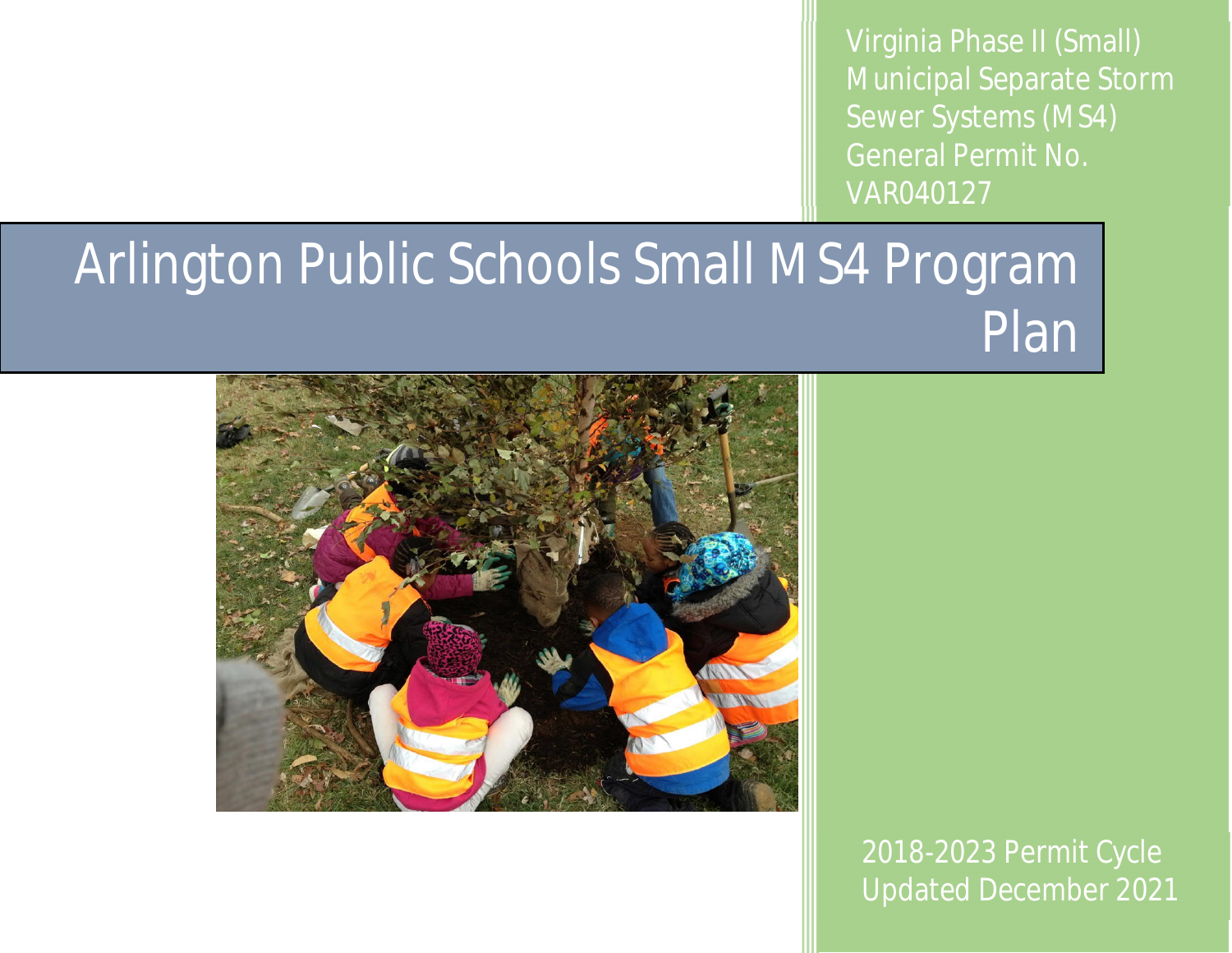Virginia Phase II (Small) Municipal Separate Storm Sewer Systems (MS4) General Permit No. VAR040127

# Arlington Public Schools Small MS4 Program Plan

2018-2023 Permit Cycle

Updated December 2021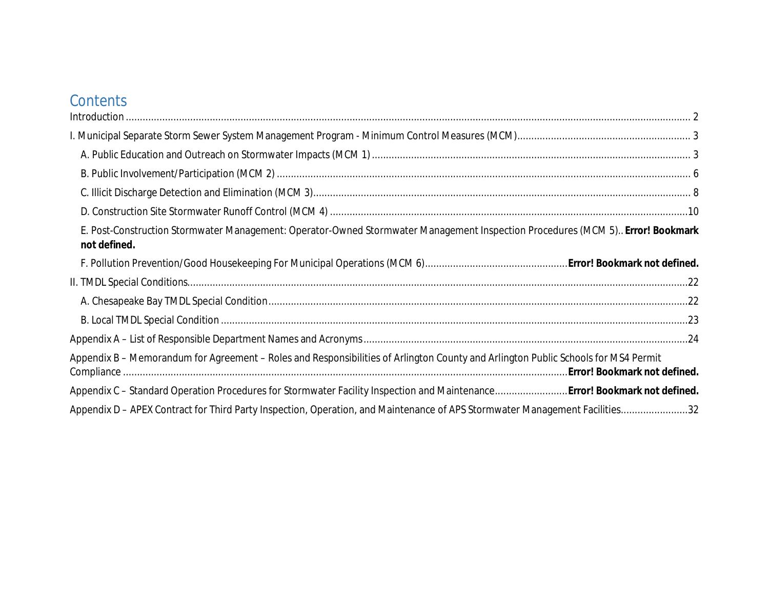# Contents

Introduction ........................................................................................ 2

I. Municipal Separate Storm Sewer System Management Program - Minimum Control Measures (MCM) .................... 3

- A. Public Education and Outreach on Stormwater Impacts (MCM 1) .................... 3
- B. Public Involvement/Participation (MCM 2) .................... 6
- C. Illicit Discharge Detection and Elimination (MCM 3) .................... 8
- D. Construction Site Stormwater Runoff Control (MCM 4) .................... 10
- E. Post-Construction Stormwater Management: Operator-Owned Stormwater Management Inspection Procedures (MCM 5) .. **Error! Bookmark not defined.**
- F. Pollution Prevention/Good Housekeeping For Municipal Operations (MCM 6) .................... **Error! Bookmark not defined.**

II. TMDL Special Conditions .................... 22

- A. Chesapeake Bay TMDL Special Condition .................... 22
- B. Local TMDL Special Condition .................... 23

Appendix A – List of Responsible Department Names and Acronyms .................... 24

Appendix B – Memorandum for Agreement – Roles and Responsibilities of Arlington County and Arlington Public Schools for MS4 Permit Compliance .................... **Error! Bookmark not defined.**

Appendix C – Standard Operation Procedures for Stormwater Facility Inspection and Maintenance .................... **Error! Bookmark not defined.**

Appendix D – APEX Contract for Third Party Inspection, Operation, and Maintenance of APS Stormwater Management Facilities .................... 32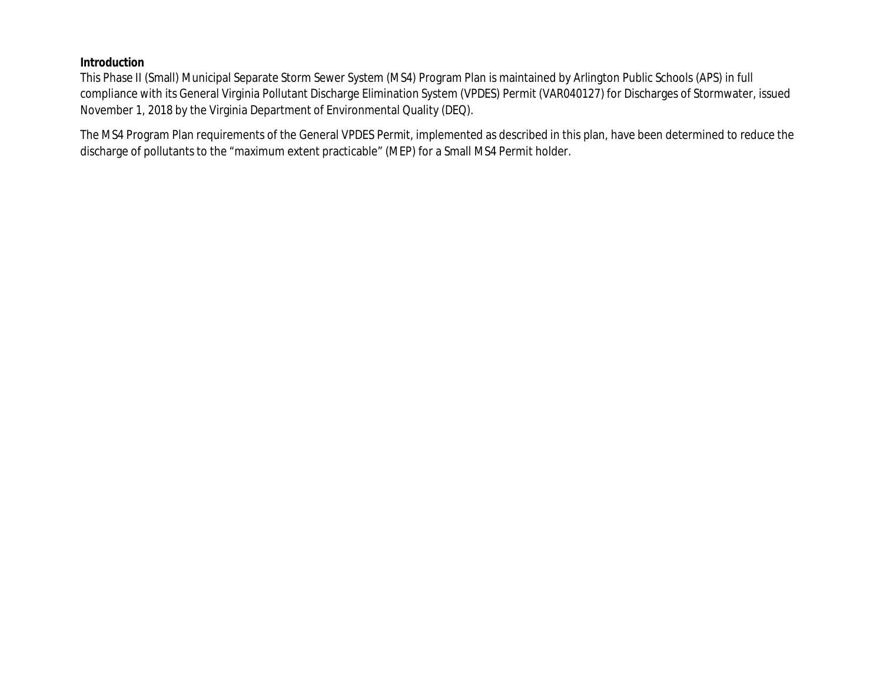## Introduction

This Phase II (Small) Municipal Separate Storm Sewer System (MS4) Program Plan is maintained by Arlington Public Schools (APS) in full compliance with its General Virginia Pollutant Discharge Elimination System (VPDES) Permit (VAR040127) for Discharges of Stormwater, issued November 1, 2018 by the Virginia Department of Environmental Quality (DEQ).

The MS4 Program Plan requirements of the General VPDES Permit, implemented as described in this plan, have been determined to reduce the discharge of pollutants to the "maximum extent practicable" (MEP) for a Small MS4 Permit holder.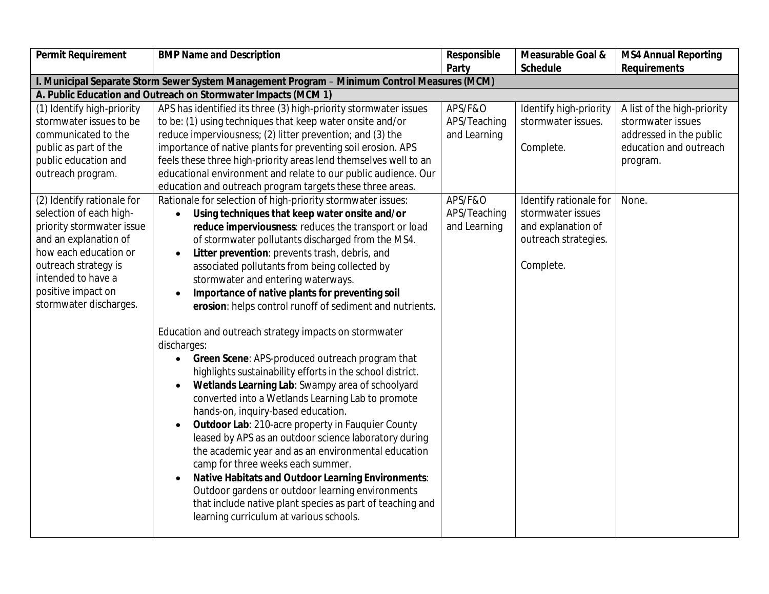| Permit Requirement | BMP Name and Description | Responsible Party | Measurable Goal & Schedule | MS4 Annual Reporting Requirements |
|---|---|---|---|---|
| **I. Municipal Separate Storm Sewer System Management Program – Minimum Control Measures (MCM)** | | | | |
| **A. Public Education and Outreach on Stormwater Impacts (MCM 1)** | | | | |
| (1) Identify high-priority stormwater issues to be communicated to the public as part of the public education and outreach program. | APS has identified its three (3) high-priority stormwater issues to be: (1) using techniques that keep water onsite and/or reduce imperviousness; (2) litter prevention; and (3) the importance of native plants for preventing soil erosion. APS feels these three high-priority areas lend themselves well to an educational environment and relate to our public audience. Our education and outreach program targets these three areas. | APS/F&O<br>APS/Teaching and Learning | Identify high-priority stormwater issues.<br><br>Complete. | A list of the high-priority stormwater issues addressed in the public education and outreach program. |
| (2) Identify rationale for selection of each high-priority stormwater issue and an explanation of how each education or outreach strategy is intended to have a positive impact on stormwater discharges. | Rationale for selection of high-priority stormwater issues:<br>• **Using techniques that keep water onsite and/or reduce imperviousness**: reduces the transport or load of stormwater pollutants discharged from the MS4.<br>• **Litter prevention**: prevents trash, debris, and associated pollutants from being collected by stormwater and entering waterways.<br>• **Importance of native plants for preventing soil erosion**: helps control runoff of sediment and nutrients.<br><br>Education and outreach strategy impacts on stormwater discharges:<br>• **Green Scene**: APS-produced outreach program that highlights sustainability efforts in the school district.<br>• **Wetlands Learning Lab**: Swampy area of schoolyard converted into a Wetlands Learning Lab to promote hands-on, inquiry-based education.<br>• **Outdoor Lab**: 210-acre property in Fauquier County leased by APS as an outdoor science laboratory during the academic year and as an environmental education camp for three weeks each summer.<br>• **Native Habitats and Outdoor Learning Environments**: Outdoor gardens or outdoor learning environments that include native plant species as part of teaching and learning curriculum at various schools. | APS/F&O<br>APS/Teaching and Learning | Identify rationale for stormwater issues and explanation of outreach strategies.<br><br>Complete. | None. |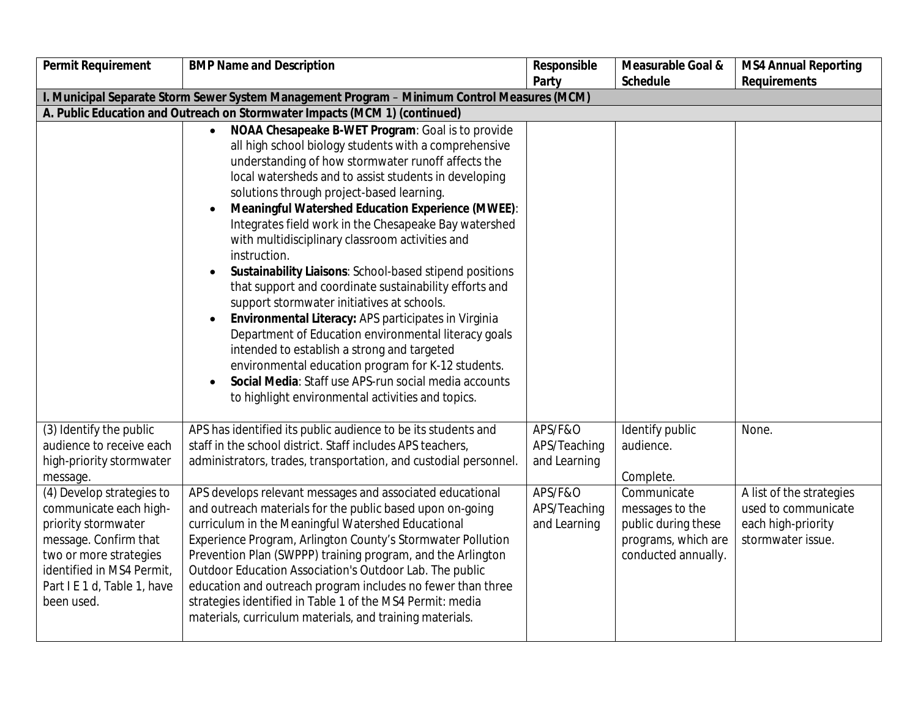| Permit Requirement | BMP Name and Description | Responsible Party | Measurable Goal & Schedule | MS4 Annual Reporting Requirements |
|---|---|---|---|---|
| **I. Municipal Separate Storm Sewer System Management Program – Minimum Control Measures (MCM)** | | | | |
| **A. Public Education and Outreach on Stormwater Impacts (MCM 1) (continued)** | | | | |
| | • **NOAA Chesapeake B-WET Program**: Goal is to provide all high school biology students with a comprehensive understanding of how stormwater runoff affects the local watersheds and to assist students in developing solutions through project-based learning.<br>• **Meaningful Watershed Education Experience (MWEE)**: Integrates field work in the Chesapeake Bay watershed with multidisciplinary classroom activities and instruction.<br>• **Sustainability Liaisons**: School-based stipend positions that support and coordinate sustainability efforts and support stormwater initiatives at schools.<br>• **Environmental Literacy:** APS participates in Virginia Department of Education environmental literacy goals intended to establish a strong and targeted environmental education program for K-12 students.<br>• **Social Media**: Staff use APS-run social media accounts to highlight environmental activities and topics. | | | |
| (3) Identify the public audience to receive each high-priority stormwater message. | APS has identified its public audience to be its students and staff in the school district. Staff includes APS teachers, administrators, trades, transportation, and custodial personnel. | APS/F&O<br>APS/Teaching and Learning | Identify public audience.<br><br>Complete. | None. |
| (4) Develop strategies to communicate each high-priority stormwater message. Confirm that two or more strategies identified in MS4 Permit, Part I E 1 d, Table 1, have been used. | APS develops relevant messages and associated educational and outreach materials for the public based upon on-going curriculum in the Meaningful Watershed Educational Experience Program, Arlington County's Stormwater Pollution Prevention Plan (SWPPP) training program, and the Arlington Outdoor Education Association's Outdoor Lab. The public education and outreach program includes no fewer than three strategies identified in Table 1 of the MS4 Permit: media materials, curriculum materials, and training materials. | APS/F&O<br>APS/Teaching and Learning | Communicate messages to the public during these programs, which are conducted annually. | A list of the strategies used to communicate each high-priority stormwater issue. |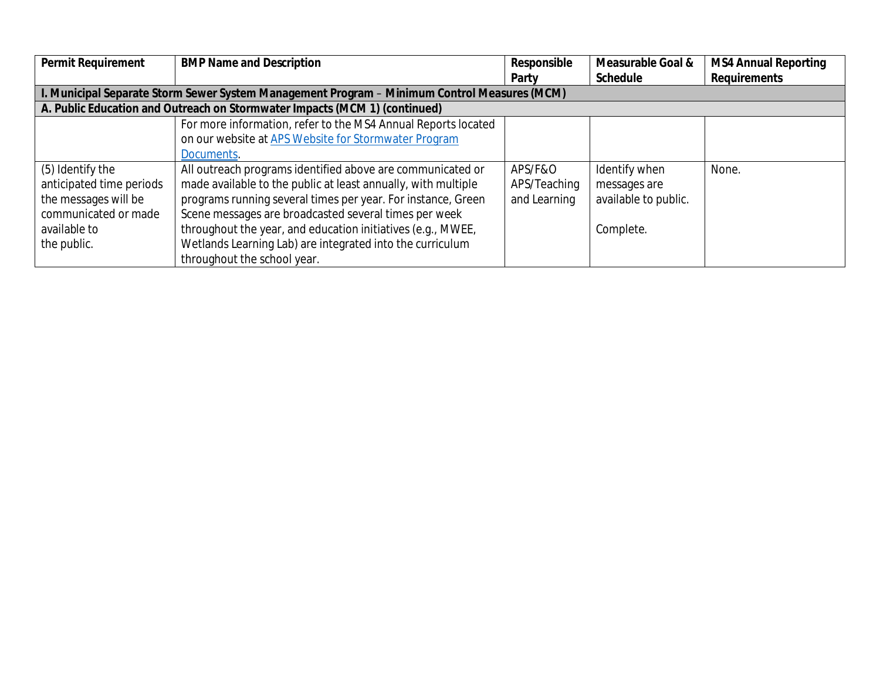| Permit Requirement | BMP Name and Description | Responsible Party | Measurable Goal & Schedule | MS4 Annual Reporting Requirements |
|---|---|---|---|---|
| **I. Municipal Separate Storm Sewer System Management Program – Minimum Control Measures (MCM)** | | | | |
| **A. Public Education and Outreach on Stormwater Impacts (MCM 1) (continued)** | | | | |
| | For more information, refer to the MS4 Annual Reports located on our website at [APS Website for Stormwater Program Documents](). | | | |
| (5) Identify the anticipated time periods the messages will be communicated or made available to the public. | All outreach programs identified above are communicated or made available to the public at least annually, with multiple programs running several times per year. For instance, Green Scene messages are broadcasted several times per week throughout the year, and education initiatives (e.g., MWEE, Wetlands Learning Lab) are integrated into the curriculum throughout the school year. | APS/F&O APS/Teaching and Learning | Identify when messages are available to public.<br><br>Complete. | None. |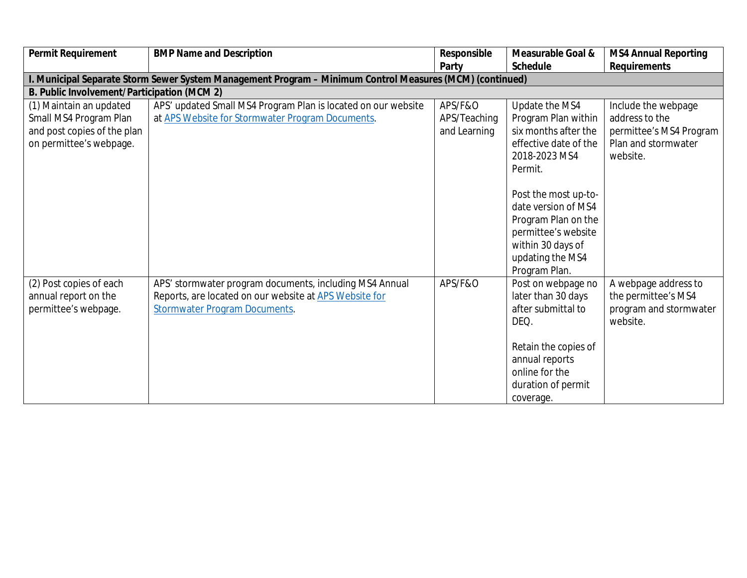| Permit Requirement | BMP Name and Description | Responsible Party | Measurable Goal & Schedule | MS4 Annual Reporting Requirements |
|---|---|---|---|---|
| **I. Municipal Separate Storm Sewer System Management Program – Minimum Control Measures (MCM) (continued)** | | | | |
| **B. Public Involvement/Participation (MCM 2)** | | | | |
| (1) Maintain an updated Small MS4 Program Plan and post copies of the plan on permittee's webpage. | APS' updated Small MS4 Program Plan is located on our website at [APS Website for Stormwater Program Documents](). | APS/F&O<br>APS/Teaching and Learning | Update the MS4 Program Plan within six months after the effective date of the 2018-2023 MS4 Permit.<br><br>Post the most up-to-date version of MS4 Program Plan on the permittee's website within 30 days of updating the MS4 Program Plan. | Include the webpage address to the permittee's MS4 Program Plan and stormwater website. |
| (2) Post copies of each annual report on the permittee's webpage. | APS' stormwater program documents, including MS4 Annual Reports, are located on our website at [APS Website for Stormwater Program Documents](). | APS/F&O | Post on webpage no later than 30 days after submittal to DEQ.<br><br>Retain the copies of annual reports online for the duration of permit coverage. | A webpage address to the permittee's MS4 program and stormwater website. |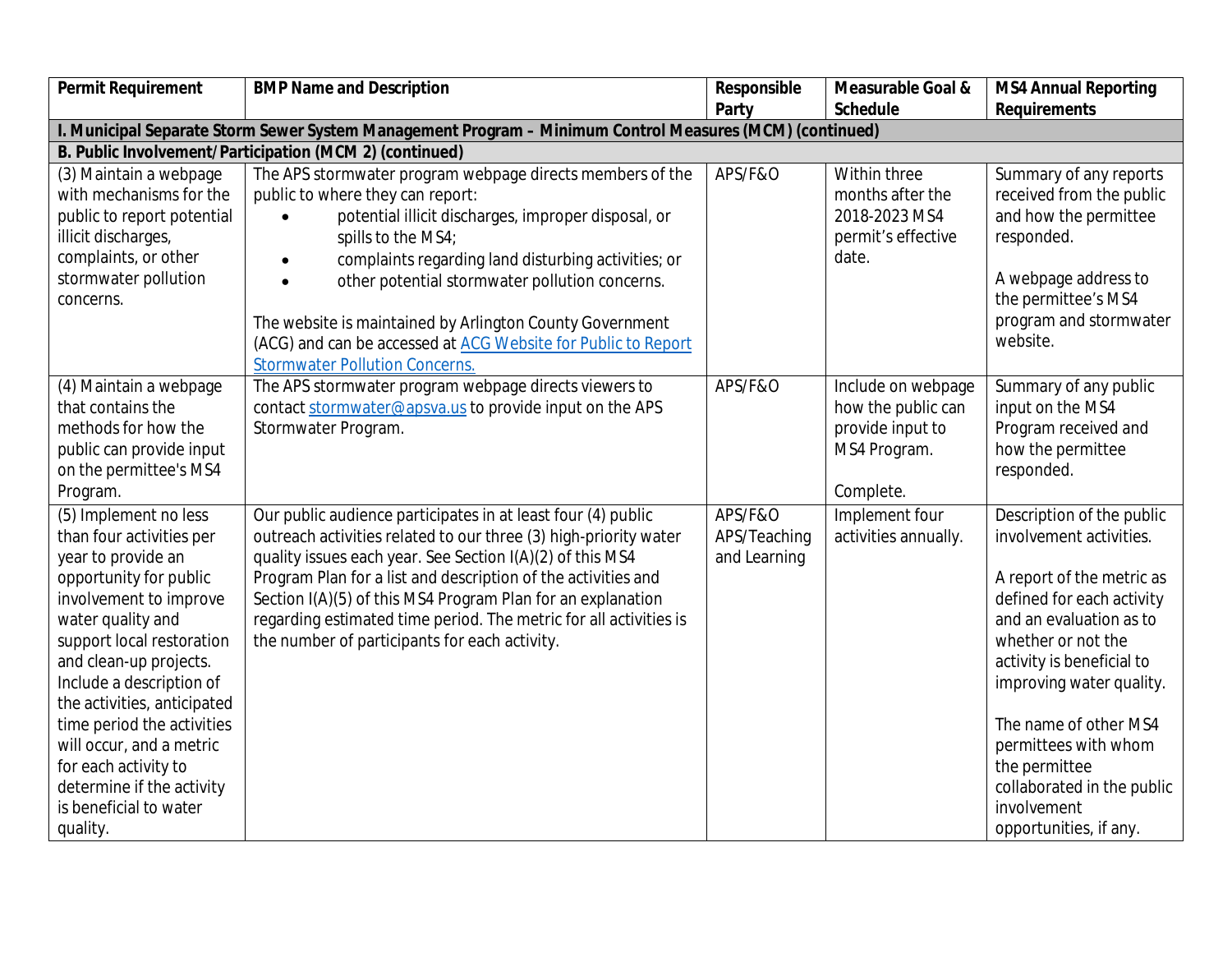| Permit Requirement | BMP Name and Description | Responsible Party | Measurable Goal & Schedule | MS4 Annual Reporting Requirements |
|---|---|---|---|---|
| **I. Municipal Separate Storm Sewer System Management Program – Minimum Control Measures (MCM) (continued)** | | | | |
| **B. Public Involvement/Participation (MCM 2) (continued)** | | | | |
| (3) Maintain a webpage with mechanisms for the public to report potential illicit discharges, complaints, or other stormwater pollution concerns. | The APS stormwater program webpage directs members of the public to where they can report:<br>• potential illicit discharges, improper disposal, or spills to the MS4;<br>• complaints regarding land disturbing activities; or<br>• other potential stormwater pollution concerns.<br><br>The website is maintained by Arlington County Government (ACG) and can be accessed at [ACG Website for Public to Report Stormwater Pollution Concerns.]() | APS/F&O | Within three months after the 2018-2023 MS4 permit's effective date. | Summary of any reports received from the public and how the permittee responded.<br><br>A webpage address to the permittee's MS4 program and stormwater website. |
| (4) Maintain a webpage that contains the methods for how the public can provide input on the permittee's MS4 Program. | The APS stormwater program webpage directs viewers to contact stormwater@apsva.us to provide input on the APS Stormwater Program. | APS/F&O | Include on webpage how the public can provide input to MS4 Program.<br><br>Complete. | Summary of any public input on the MS4 Program received and how the permittee responded. |
| (5) Implement no less than four activities per year to provide an opportunity for public involvement to improve water quality and support local restoration and clean-up projects. Include a description of the activities, anticipated time period the activities will occur, and a metric for each activity to determine if the activity is beneficial to water quality. | Our public audience participates in at least four (4) public outreach activities related to our three (3) high-priority water quality issues each year. See Section I(A)(2) of this MS4 Program Plan for a list and description of the activities and Section I(A)(5) of this MS4 Program Plan for an explanation regarding estimated time period. The metric for all activities is the number of participants for each activity. | APS/F&O<br>APS/Teaching and Learning | Implement four activities annually. | Description of the public involvement activities.<br><br>A report of the metric as defined for each activity and an evaluation as to whether or not the activity is beneficial to improving water quality.<br><br>The name of other MS4 permittees with whom the permittee collaborated in the public involvement opportunities, if any. |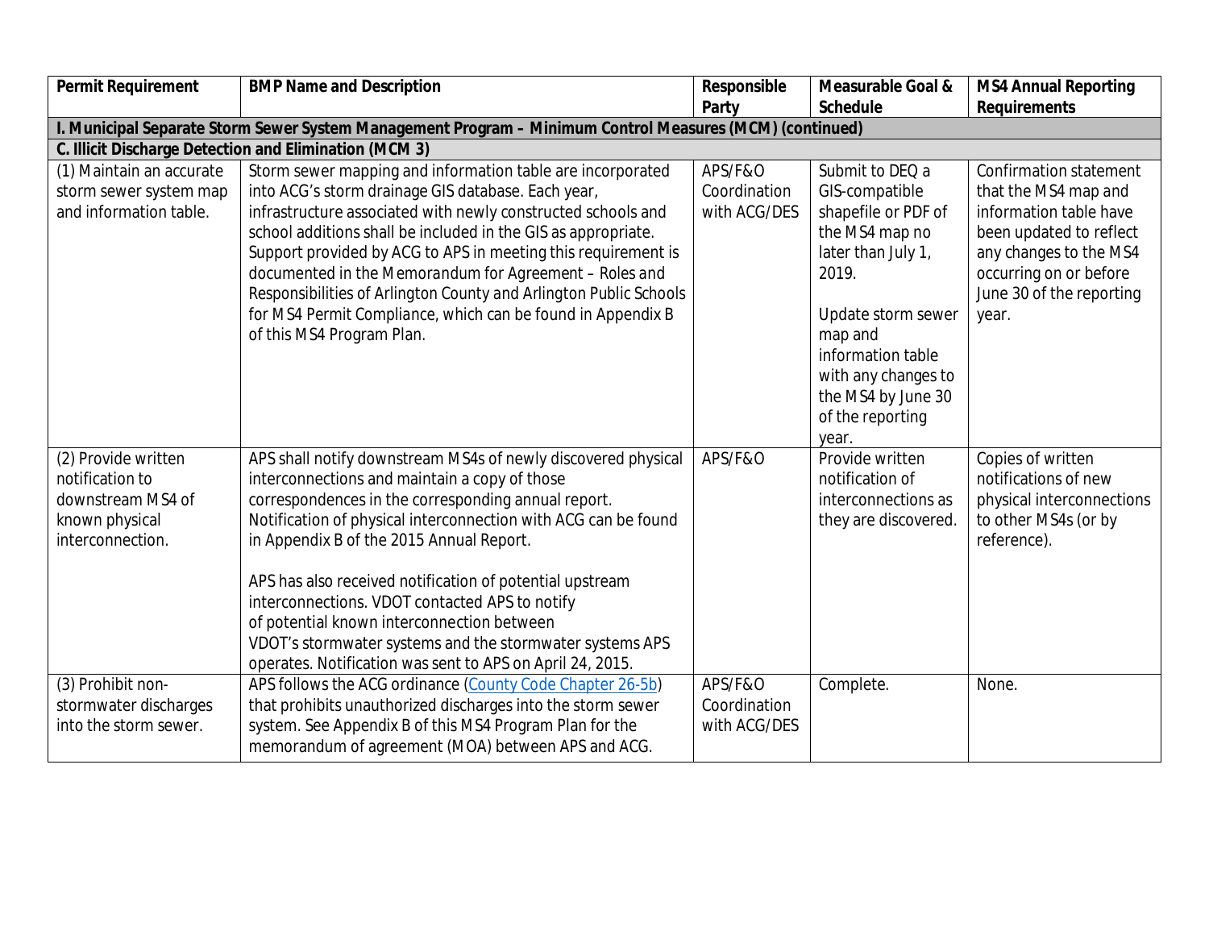| Permit Requirement | BMP Name and Description | Responsible Party | Measurable Goal & Schedule | MS4 Annual Reporting Requirements |
|---|---|---|---|---|
| **I. Municipal Separate Storm Sewer System Management Program – Minimum Control Measures (MCM) (continued)** | | | | |
| **C. Illicit Discharge Detection and Elimination (MCM 3)** | | | | |
| (1) Maintain an accurate storm sewer system map and information table. | Storm sewer mapping and information table are incorporated into ACG's storm drainage GIS database. Each year, infrastructure associated with newly constructed schools and school additions shall be included in the GIS as appropriate. Support provided by ACG to APS in meeting this requirement is documented in the Memorandum for Agreement – Roles and Responsibilities of Arlington County and Arlington Public Schools for MS4 Permit Compliance, which can be found in Appendix B of this MS4 Program Plan. | APS/F&O Coordination with ACG/DES | Submit to DEQ a GIS-compatible shapefile or PDF of the MS4 map no later than July 1, 2019.<br><br>Update storm sewer map and information table with any changes to the MS4 by June 30 of the reporting year. | Confirmation statement that the MS4 map and information table have been updated to reflect any changes to the MS4 occurring on or before June 30 of the reporting year. |
| (2) Provide written notification to downstream MS4 of known physical interconnection. | APS shall notify downstream MS4s of newly discovered physical interconnections and maintain a copy of those correspondences in the corresponding annual report. Notification of physical interconnection with ACG can be found in Appendix B of the 2015 Annual Report.<br><br>APS has also received notification of potential upstream interconnections. VDOT contacted APS to notify of potential known interconnection between VDOT's stormwater systems and the stormwater systems APS operates. Notification was sent to APS on April 24, 2015. | APS/F&O | Provide written notification of interconnections as they are discovered. | Copies of written notifications of new physical interconnections to other MS4s (or by reference). |
| (3) Prohibit non-stormwater discharges into the storm sewer. | APS follows the ACG ordinance (County Code Chapter 26-5b) that prohibits unauthorized discharges into the storm sewer system. See Appendix B of this MS4 Program Plan for the memorandum of agreement (MOA) between APS and ACG. | APS/F&O Coordination with ACG/DES | Complete. | None. |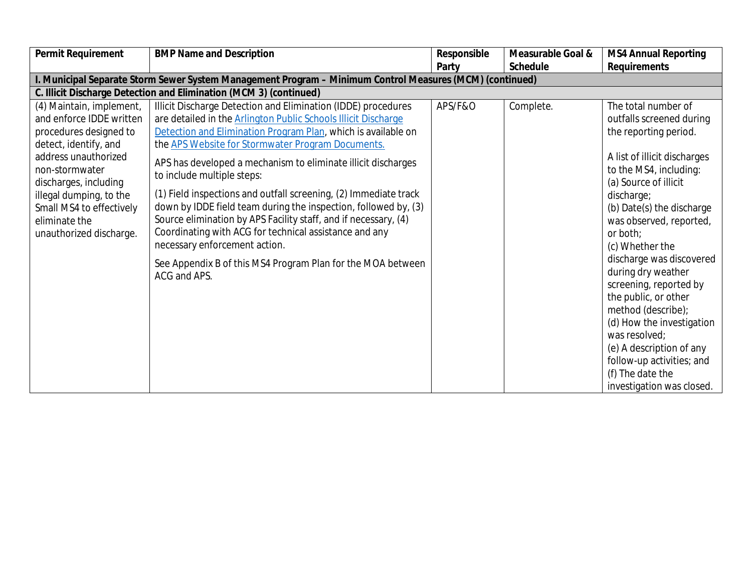| Permit Requirement | BMP Name and Description | Responsible Party | Measurable Goal & Schedule | MS4 Annual Reporting Requirements |
|---|---|---|---|---|
| **I. Municipal Separate Storm Sewer System Management Program – Minimum Control Measures (MCM) (continued)** | | | | |
| **C. Illicit Discharge Detection and Elimination (MCM 3) (continued)** | | | | |
| (4) Maintain, implement, and enforce IDDE written procedures designed to detect, identify, and address unauthorized non-stormwater discharges, including illegal dumping, to the Small MS4 to effectively eliminate the unauthorized discharge. | Illicit Discharge Detection and Elimination (IDDE) procedures are detailed in the [Arlington Public Schools Illicit Discharge Detection and Elimination Program Plan](), which is available on the [APS Website for Stormwater Program Documents.]()<br><br>APS has developed a mechanism to eliminate illicit discharges to include multiple steps:<br><br>(1) Field inspections and outfall screening, (2) Immediate track down by IDDE field team during the inspection, followed by, (3) Source elimination by APS Facility staff, and if necessary, (4) Coordinating with ACG for technical assistance and any necessary enforcement action.<br><br>See Appendix B of this MS4 Program Plan for the MOA between ACG and APS. | APS/F&O | Complete. | The total number of outfalls screened during the reporting period.<br><br>A list of illicit discharges to the MS4, including:<br>(a) Source of illicit discharge;<br>(b) Date(s) the discharge was observed, reported, or both;<br>(c) Whether the discharge was discovered during dry weather screening, reported by the public, or other method (describe);<br>(d) How the investigation was resolved;<br>(e) A description of any follow-up activities; and<br>(f) The date the investigation was closed. |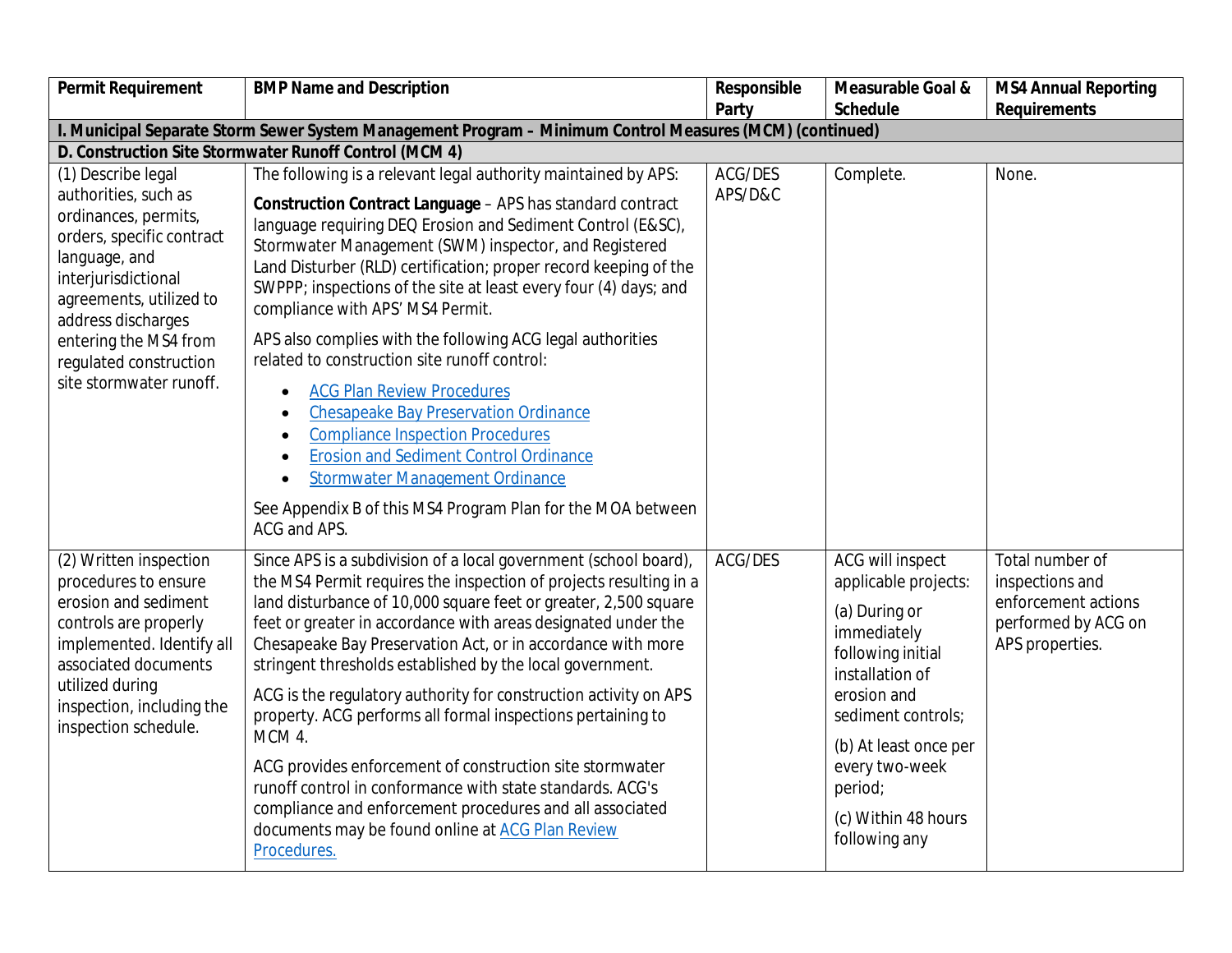| Permit Requirement | BMP Name and Description | Responsible Party | Measurable Goal & Schedule | MS4 Annual Reporting Requirements |
|---|---|---|---|---|
| **I. Municipal Separate Storm Sewer System Management Program – Minimum Control Measures (MCM) (continued)** | | | | |
| **D. Construction Site Stormwater Runoff Control (MCM 4)** | | | | |
| (1) Describe legal authorities, such as ordinances, permits, orders, specific contract language, and interjurisdictional agreements, utilized to address discharges entering the MS4 from regulated construction site stormwater runoff. | The following is a relevant legal authority maintained by APS:<br><br>**Construction Contract Language** – APS has standard contract language requiring DEQ Erosion and Sediment Control (E&SC), Stormwater Management (SWM) inspector, and Registered Land Disturber (RLD) certification; proper record keeping of the SWPPP; inspections of the site at least every four (4) days; and compliance with APS' MS4 Permit.<br><br>APS also complies with the following ACG legal authorities related to construction site runoff control:<br>• ACG Plan Review Procedures<br>• Chesapeake Bay Preservation Ordinance<br>• Compliance Inspection Procedures<br>• Erosion and Sediment Control Ordinance<br>• Stormwater Management Ordinance<br><br>See Appendix B of this MS4 Program Plan for the MOA between ACG and APS. | ACG/DES<br>APS/D&C | Complete. | None. |
| (2) Written inspection procedures to ensure erosion and sediment controls are properly implemented. Identify all associated documents utilized during inspection, including the inspection schedule. | Since APS is a subdivision of a local government (school board), the MS4 Permit requires the inspection of projects resulting in a land disturbance of 10,000 square feet or greater, 2,500 square feet or greater in accordance with areas designated under the Chesapeake Bay Preservation Act, or in accordance with more stringent thresholds established by the local government.<br><br>ACG is the regulatory authority for construction activity on APS property. ACG performs all formal inspections pertaining to MCM 4.<br><br>ACG provides enforcement of construction site stormwater runoff control in conformance with state standards. ACG's compliance and enforcement procedures and all associated documents may be found online at ACG Plan Review Procedures. | ACG/DES | ACG will inspect applicable projects:<br><br>(a) During or immediately following initial installation of erosion and sediment controls;<br><br>(b) At least once per every two-week period;<br><br>(c) Within 48 hours following any | Total number of inspections and enforcement actions performed by ACG on APS properties. |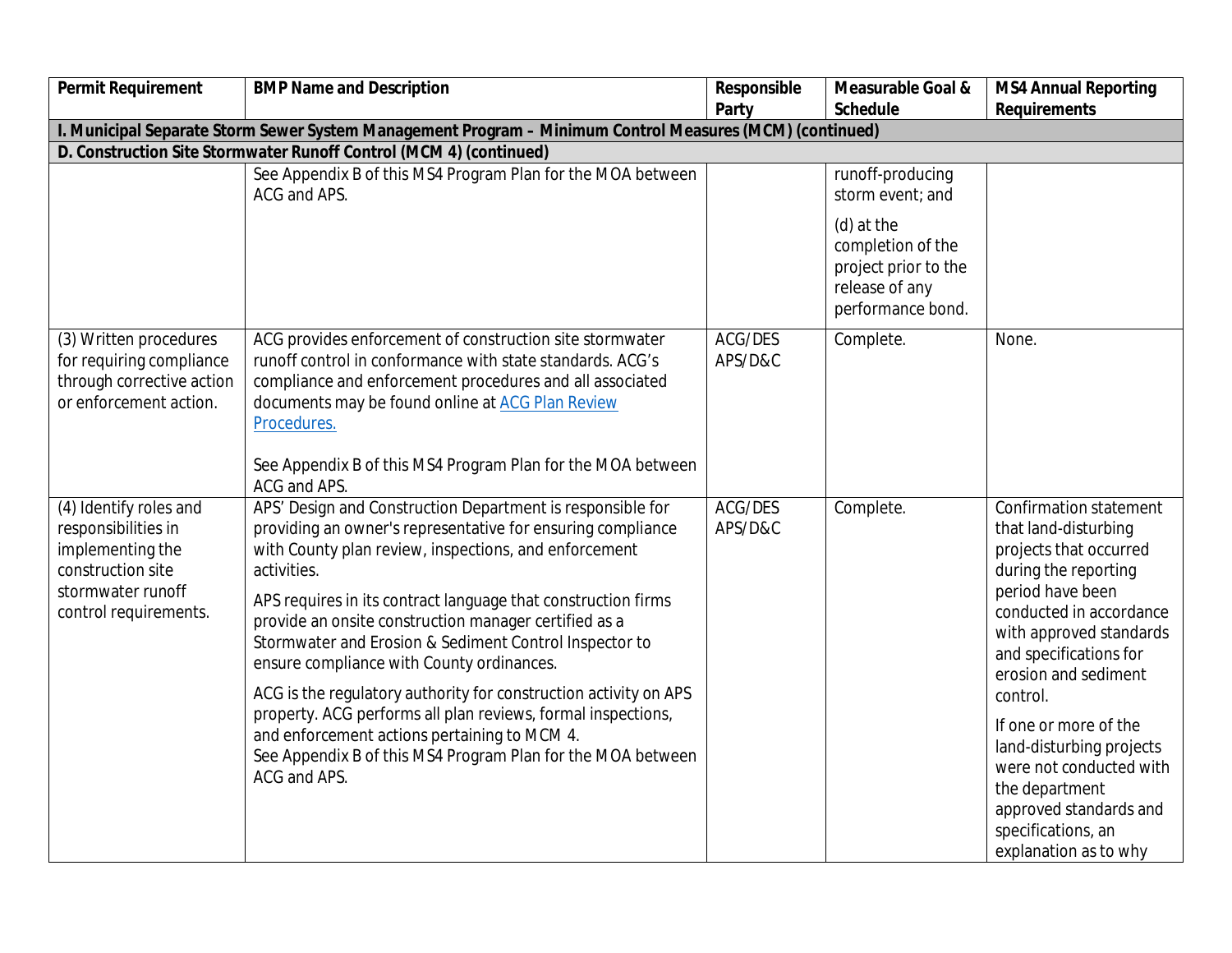| Permit Requirement | BMP Name and Description | Responsible Party | Measurable Goal & Schedule | MS4 Annual Reporting Requirements |
|---|---|---|---|---|
| **I. Municipal Separate Storm Sewer System Management Program – Minimum Control Measures (MCM) (continued)** | | | | |
| **D. Construction Site Stormwater Runoff Control (MCM 4) (continued)** | | | | |
| | See Appendix B of this MS4 Program Plan for the MOA between ACG and APS. | | runoff-producing storm event; and<br><br>(d) at the completion of the project prior to the release of any performance bond. | |
| (3) Written procedures for requiring compliance through corrective action or enforcement action. | ACG provides enforcement of construction site stormwater runoff control in conformance with state standards. ACG's compliance and enforcement procedures and all associated documents may be found online at [ACG Plan Review Procedures.](ACG Plan Review Procedures)<br><br>See Appendix B of this MS4 Program Plan for the MOA between ACG and APS. | ACG/DES APS/D&C | Complete. | None. |
| (4) Identify roles and responsibilities in implementing the construction site stormwater runoff control requirements. | APS' Design and Construction Department is responsible for providing an owner's representative for ensuring compliance with County plan review, inspections, and enforcement activities.<br><br>APS requires in its contract language that construction firms provide an onsite construction manager certified as a Stormwater and Erosion & Sediment Control Inspector to ensure compliance with County ordinances.<br><br>ACG is the regulatory authority for construction activity on APS property. ACG performs all plan reviews, formal inspections, and enforcement actions pertaining to MCM 4.<br>See Appendix B of this MS4 Program Plan for the MOA between ACG and APS. | ACG/DES APS/D&C | Complete. | Confirmation statement that land-disturbing projects that occurred during the reporting period have been conducted in accordance with approved standards and specifications for erosion and sediment control.<br><br>If one or more of the land-disturbing projects were not conducted with the department approved standards and specifications, an explanation as to why |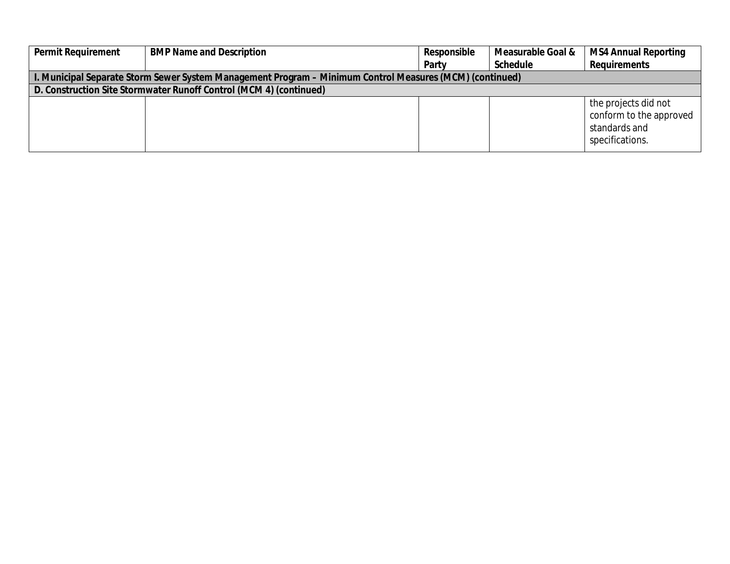| Permit Requirement | BMP Name and Description | Responsible Party | Measurable Goal & Schedule | MS4 Annual Reporting Requirements |
|---|---|---|---|---|
| **I. Municipal Separate Storm Sewer System Management Program – Minimum Control Measures (MCM) (continued)** | | | | |
| **D. Construction Site Stormwater Runoff Control (MCM 4) (continued)** | | | | |
| | | | | the projects did not conform to the approved standards and specifications. |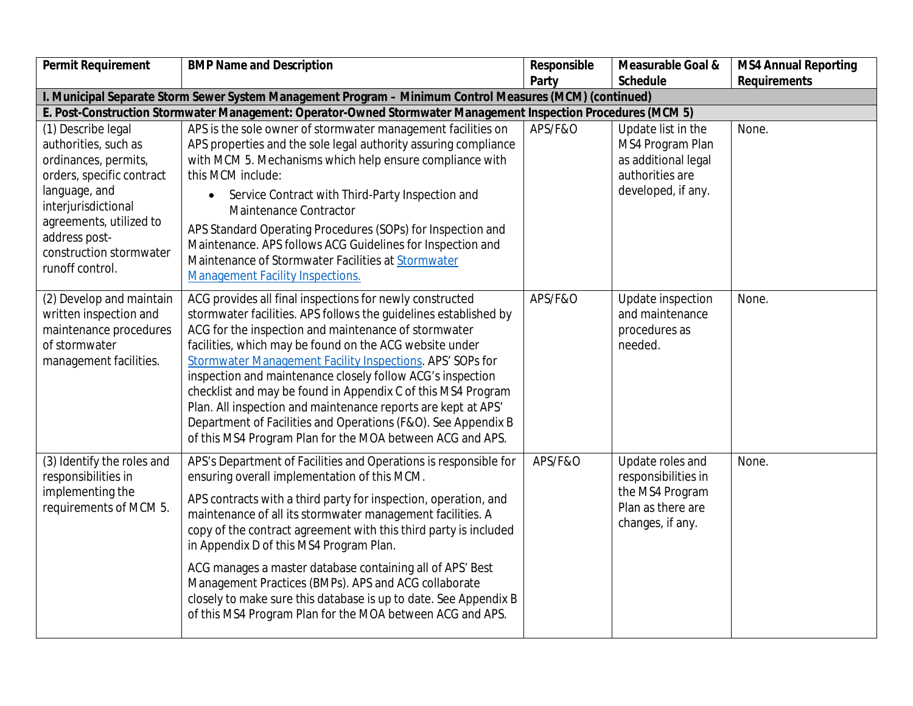| Permit Requirement | BMP Name and Description | Responsible Party | Measurable Goal & Schedule | MS4 Annual Reporting Requirements |
|---|---|---|---|---|
| **I. Municipal Separate Storm Sewer System Management Program – Minimum Control Measures (MCM) (continued)** | | | | |
| **E. Post-Construction Stormwater Management: Operator-Owned Stormwater Management Inspection Procedures (MCM 5)** | | | | |
| (1) Describe legal authorities, such as ordinances, permits, orders, specific contract language, and interjurisdictional agreements, utilized to address post-construction stormwater runoff control. | APS is the sole owner of stormwater management facilities on APS properties and the sole legal authority assuring compliance with MCM 5. Mechanisms which help ensure compliance with this MCM include: <br>• Service Contract with Third-Party Inspection and Maintenance Contractor <br>APS Standard Operating Procedures (SOPs) for Inspection and Maintenance. APS follows ACG Guidelines for Inspection and Maintenance of Stormwater Facilities at [Stormwater Management Facility Inspections.] | APS/F&O | Update list in the MS4 Program Plan as additional legal authorities are developed, if any. | None. |
| (2) Develop and maintain written inspection and maintenance procedures of stormwater management facilities. | ACG provides all final inspections for newly constructed stormwater facilities. APS follows the guidelines established by ACG for the inspection and maintenance of stormwater facilities, which may be found on the ACG website under [Stormwater Management Facility Inspections]. APS' SOPs for inspection and maintenance closely follow ACG's inspection checklist and may be found in Appendix C of this MS4 Program Plan. All inspection and maintenance reports are kept at APS' Department of Facilities and Operations (F&O). See Appendix B of this MS4 Program Plan for the MOA between ACG and APS. | APS/F&O | Update inspection and maintenance procedures as needed. | None. |
| (3) Identify the roles and responsibilities in implementing the requirements of MCM 5. | APS's Department of Facilities and Operations is responsible for ensuring overall implementation of this MCM. <br>APS contracts with a third party for inspection, operation, and maintenance of all its stormwater management facilities. A copy of the contract agreement with this third party is included in Appendix D of this MS4 Program Plan. <br>ACG manages a master database containing all of APS' Best Management Practices (BMPs). APS and ACG collaborate closely to make sure this database is up to date. See Appendix B of this MS4 Program Plan for the MOA between ACG and APS. | APS/F&O | Update roles and responsibilities in the MS4 Program Plan as there are changes, if any. | None. |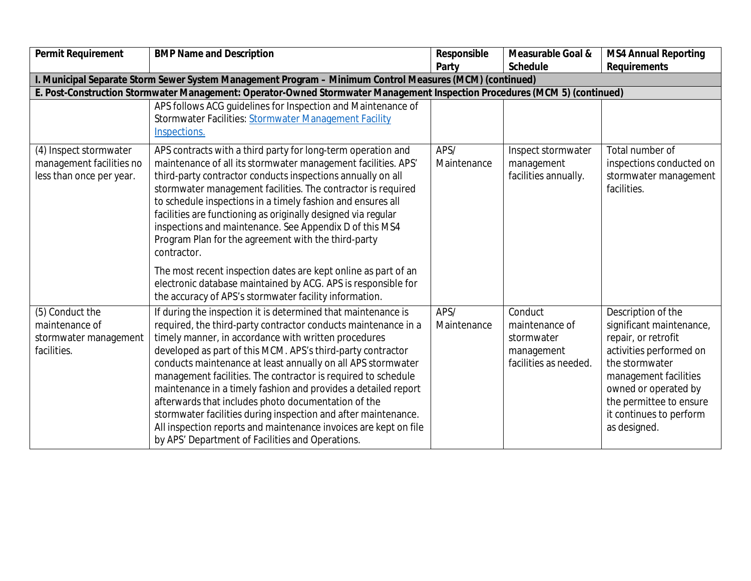| Permit Requirement | BMP Name and Description | Responsible Party | Measurable Goal & Schedule | MS4 Annual Reporting Requirements |
|---|---|---|---|---|
| **I. Municipal Separate Storm Sewer System Management Program – Minimum Control Measures (MCM) (continued)** | | | | |
| **E. Post-Construction Stormwater Management: Operator-Owned Stormwater Management Inspection Procedures (MCM 5) (continued)** | | | | |
| | APS follows ACG guidelines for Inspection and Maintenance of Stormwater Facilities: [Stormwater Management Facility Inspections.]() | | | |
| (4) Inspect stormwater management facilities no less than once per year. | APS contracts with a third party for long-term operation and maintenance of all its stormwater management facilities. APS' third-party contractor conducts inspections annually on all stormwater management facilities. The contractor is required to schedule inspections in a timely fashion and ensures all facilities are functioning as originally designed via regular inspections and maintenance. See Appendix D of this MS4 Program Plan for the agreement with the third-party contractor.<br><br>The most recent inspection dates are kept online as part of an electronic database maintained by ACG. APS is responsible for the accuracy of APS's stormwater facility information. | APS/ Maintenance | Inspect stormwater management facilities annually. | Total number of inspections conducted on stormwater management facilities. |
| (5) Conduct the maintenance of stormwater management facilities. | If during the inspection it is determined that maintenance is required, the third-party contractor conducts maintenance in a timely manner, in accordance with written procedures developed as part of this MCM. APS's third-party contractor conducts maintenance at least annually on all APS stormwater management facilities. The contractor is required to schedule maintenance in a timely fashion and provides a detailed report afterwards that includes photo documentation of the stormwater facilities during inspection and after maintenance. All inspection reports and maintenance invoices are kept on file by APS' Department of Facilities and Operations. | APS/ Maintenance | Conduct maintenance of stormwater management facilities as needed. | Description of the significant maintenance, repair, or retrofit activities performed on the stormwater management facilities owned or operated by the permittee to ensure it continues to perform as designed. |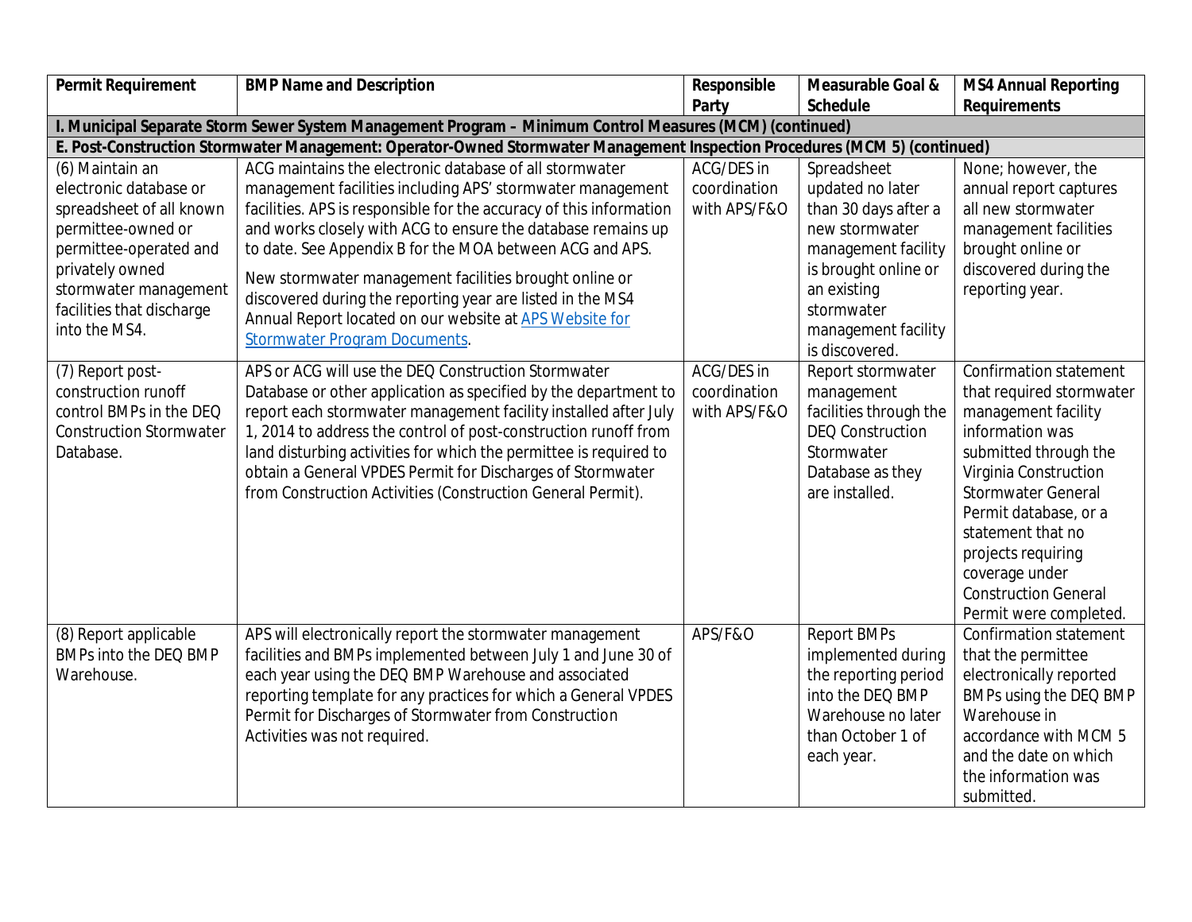| Permit Requirement | BMP Name and Description | Responsible Party | Measurable Goal & Schedule | MS4 Annual Reporting Requirements |
|---|---|---|---|---|
| **I. Municipal Separate Storm Sewer System Management Program – Minimum Control Measures (MCM) (continued)** | | | | |
| **E. Post-Construction Stormwater Management: Operator-Owned Stormwater Management Inspection Procedures (MCM 5) (continued)** | | | | |
| (6) Maintain an electronic database or spreadsheet of all known permittee-owned or permittee-operated and privately owned stormwater management facilities that discharge into the MS4. | ACG maintains the electronic database of all stormwater management facilities including APS' stormwater management facilities. APS is responsible for the accuracy of this information and works closely with ACG to ensure the database remains up to date. See Appendix B for the MOA between ACG and APS.<br><br>New stormwater management facilities brought online or discovered during the reporting year are listed in the MS4 Annual Report located on our website at [APS Website for Stormwater Program Documents](). | ACG/DES in coordination with APS/F&O | Spreadsheet updated no later than 30 days after a new stormwater management facility is brought online or an existing stormwater management facility is discovered. | None; however, the annual report captures all new stormwater management facilities brought online or discovered during the reporting year. |
| (7) Report post-construction runoff control BMPs in the DEQ Construction Stormwater Database. | APS or ACG will use the DEQ Construction Stormwater Database or other application as specified by the department to report each stormwater management facility installed after July 1, 2014 to address the control of post-construction runoff from land disturbing activities for which the permittee is required to obtain a General VPDES Permit for Discharges of Stormwater from Construction Activities (Construction General Permit). | ACG/DES in coordination with APS/F&O | Report stormwater management facilities through the DEQ Construction Stormwater Database as they are installed. | Confirmation statement that required stormwater management facility information was submitted through the Virginia Construction Stormwater General Permit database, or a statement that no projects requiring coverage under Construction General Permit were completed. |
| (8) Report applicable BMPs into the DEQ BMP Warehouse. | APS will electronically report the stormwater management facilities and BMPs implemented between July 1 and June 30 of each year using the DEQ BMP Warehouse and associated reporting template for any practices for which a General VPDES Permit for Discharges of Stormwater from Construction Activities was not required. | APS/F&O | Report BMPs implemented during the reporting period into the DEQ BMP Warehouse no later than October 1 of each year. | Confirmation statement that the permittee electronically reported BMPs using the DEQ BMP Warehouse in accordance with MCM 5 and the date on which the information was submitted. |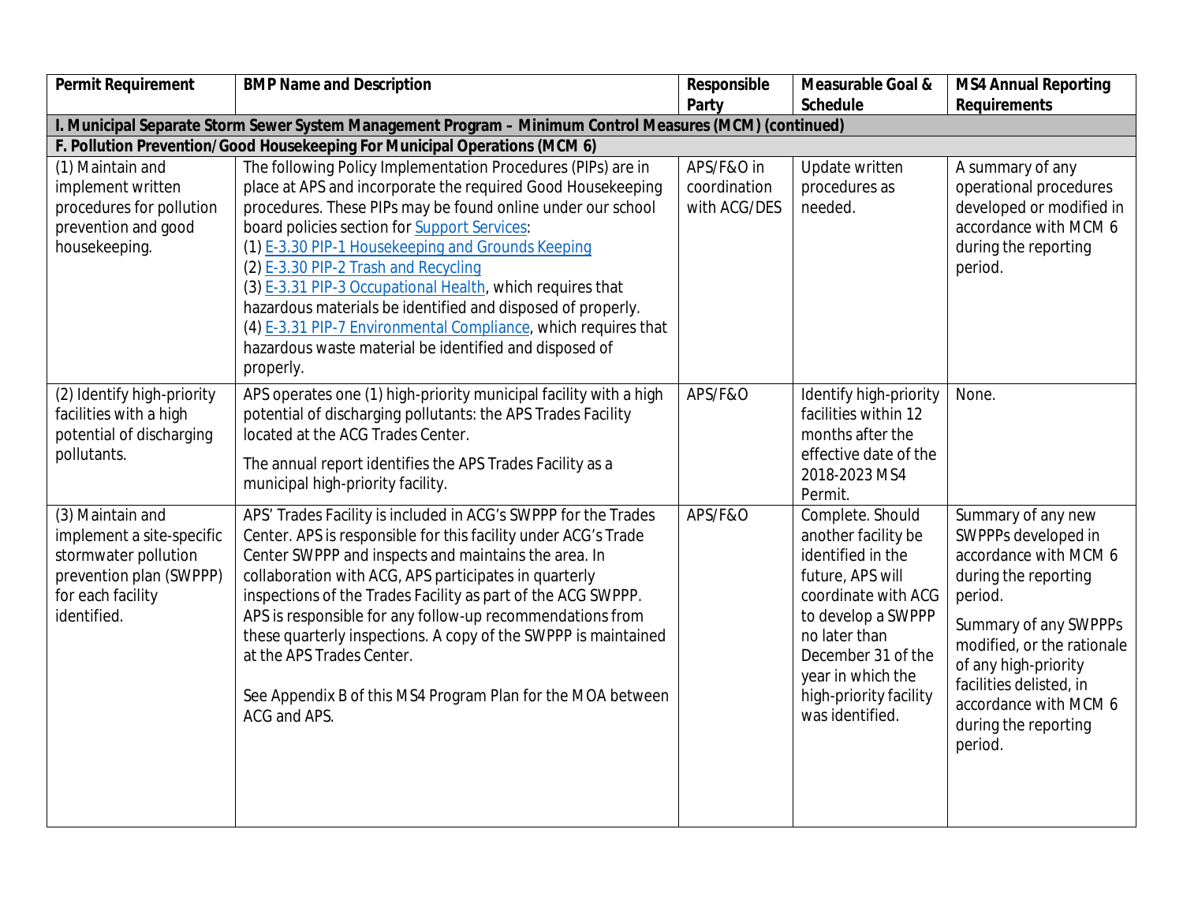| Permit Requirement | BMP Name and Description | Responsible Party | Measurable Goal & Schedule | MS4 Annual Reporting Requirements |
|---|---|---|---|---|
| **I. Municipal Separate Storm Sewer System Management Program – Minimum Control Measures (MCM) (continued)** | | | | |
| **F. Pollution Prevention/Good Housekeeping For Municipal Operations (MCM 6)** | | | | |
| (1) Maintain and implement written procedures for pollution prevention and good housekeeping. | The following Policy Implementation Procedures (PIPs) are in place at APS and incorporate the required Good Housekeeping procedures. These PIPs may be found online under our school board policies section for Support Services:<br>(1) E-3.30 PIP-1 Housekeeping and Grounds Keeping<br>(2) E-3.30 PIP-2 Trash and Recycling<br>(3) E-3.31 PIP-3 Occupational Health, which requires that hazardous materials be identified and disposed of properly.<br>(4) E-3.31 PIP-7 Environmental Compliance, which requires that hazardous waste material be identified and disposed of properly. | APS/F&O in coordination with ACG/DES | Update written procedures as needed. | A summary of any operational procedures developed or modified in accordance with MCM 6 during the reporting period. |
| (2) Identify high-priority facilities with a high potential of discharging pollutants. | APS operates one (1) high-priority municipal facility with a high potential of discharging pollutants: the APS Trades Facility located at the ACG Trades Center.<br><br>The annual report identifies the APS Trades Facility as a municipal high-priority facility. | APS/F&O | Identify high-priority facilities within 12 months after the effective date of the 2018-2023 MS4 Permit. | None. |
| (3) Maintain and implement a site-specific stormwater pollution prevention plan (SWPPP) for each facility identified. | APS' Trades Facility is included in ACG's SWPPP for the Trades Center. APS is responsible for this facility under ACG's Trade Center SWPPP and inspects and maintains the area. In collaboration with ACG, APS participates in quarterly inspections of the Trades Facility as part of the ACG SWPPP. APS is responsible for any follow-up recommendations from these quarterly inspections. A copy of the SWPPP is maintained at the APS Trades Center.<br><br>See Appendix B of this MS4 Program Plan for the MOA between ACG and APS. | APS/F&O | Complete. Should another facility be identified in the future, APS will coordinate with ACG to develop a SWPPP no later than December 31 of the year in which the high-priority facility was identified. | Summary of any new SWPPPs developed in accordance with MCM 6 during the reporting period.<br><br>Summary of any SWPPPs modified, or the rationale of any high-priority facilities delisted, in accordance with MCM 6 during the reporting period. |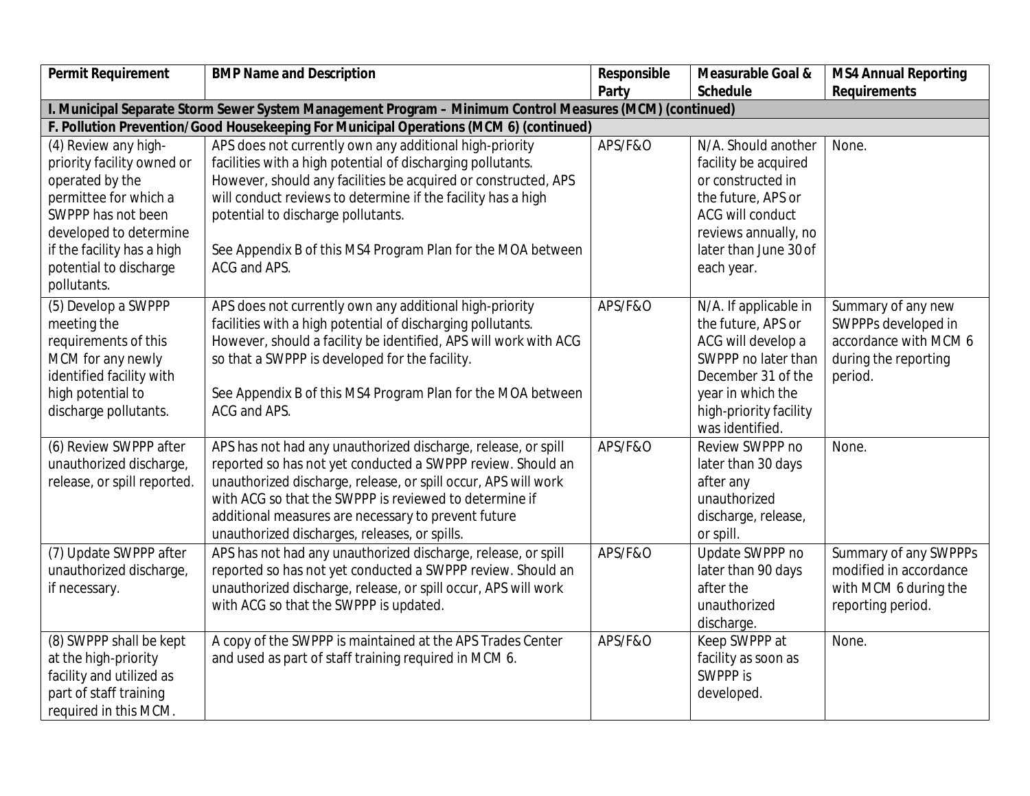| Permit Requirement | BMP Name and Description | Responsible Party | Measurable Goal & Schedule | MS4 Annual Reporting Requirements |
|---|---|---|---|---|
| **I. Municipal Separate Storm Sewer System Management Program – Minimum Control Measures (MCM) (continued)** | | | | |
| **F. Pollution Prevention/Good Housekeeping For Municipal Operations (MCM 6) (continued)** | | | | |
| (4) Review any high-priority facility owned or operated by the permittee for which a SWPPP has not been developed to determine if the facility has a high potential to discharge pollutants. | APS does not currently own any additional high-priority facilities with a high potential of discharging pollutants. However, should any facilities be acquired or constructed, APS will conduct reviews to determine if the facility has a high potential to discharge pollutants.<br><br>See Appendix B of this MS4 Program Plan for the MOA between ACG and APS. | APS/F&O | N/A. Should another facility be acquired or constructed in the future, APS or ACG will conduct reviews annually, no later than June 30 of each year. | None. |
| (5) Develop a SWPPP meeting the requirements of this MCM for any newly identified facility with high potential to discharge pollutants. | APS does not currently own any additional high-priority facilities with a high potential of discharging pollutants. However, should a facility be identified, APS will work with ACG so that a SWPPP is developed for the facility.<br><br>See Appendix B of this MS4 Program Plan for the MOA between ACG and APS. | APS/F&O | N/A. If applicable in the future, APS or ACG will develop a SWPPP no later than December 31 of the year in which the high-priority facility was identified. | Summary of any new SWPPPs developed in accordance with MCM 6 during the reporting period. |
| (6) Review SWPPP after unauthorized discharge, release, or spill reported. | APS has not had any unauthorized discharge, release, or spill reported so has not yet conducted a SWPPP review. Should an unauthorized discharge, release, or spill occur, APS will work with ACG so that the SWPPP is reviewed to determine if additional measures are necessary to prevent future unauthorized discharges, releases, or spills. | APS/F&O | Review SWPPP no later than 30 days after any unauthorized discharge, release, or spill. | None. |
| (7) Update SWPPP after unauthorized discharge, if necessary. | APS has not had any unauthorized discharge, release, or spill reported so has not yet conducted a SWPPP review. Should an unauthorized discharge, release, or spill occur, APS will work with ACG so that the SWPPP is updated. | APS/F&O | Update SWPPP no later than 90 days after the unauthorized discharge. | Summary of any SWPPPs modified in accordance with MCM 6 during the reporting period. |
| (8) SWPPP shall be kept at the high-priority facility and utilized as part of staff training required in this MCM. | A copy of the SWPPP is maintained at the APS Trades Center and used as part of staff training required in MCM 6. | APS/F&O | Keep SWPPP at facility as soon as SWPPP is developed. | None. |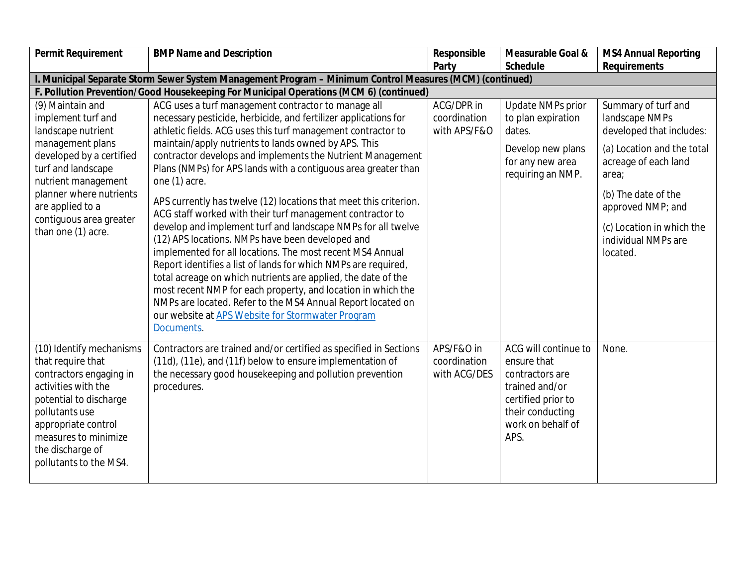| Permit Requirement | BMP Name and Description | Responsible Party | Measurable Goal & Schedule | MS4 Annual Reporting Requirements |
|---|---|---|---|---|
| **I. Municipal Separate Storm Sewer System Management Program – Minimum Control Measures (MCM) (continued)** | | | | |
| **F. Pollution Prevention/Good Housekeeping For Municipal Operations (MCM 6) (continued)** | | | | |
| (9) Maintain and implement turf and landscape nutrient management plans developed by a certified turf and landscape nutrient management planner where nutrients are applied to a contiguous area greater than one (1) acre. | ACG uses a turf management contractor to manage all necessary pesticide, herbicide, and fertilizer applications for athletic fields. ACG uses this turf management contractor to maintain/apply nutrients to lands owned by APS. This contractor develops and implements the Nutrient Management Plans (NMPs) for APS lands with a contiguous area greater than one (1) acre.<br><br>APS currently has twelve (12) locations that meet this criterion. ACG staff worked with their turf management contractor to develop and implement turf and landscape NMPs for all twelve (12) APS locations. NMPs have been developed and implemented for all locations. The most recent MS4 Annual Report identifies a list of lands for which NMPs are required, total acreage on which nutrients are applied, the date of the most recent NMP for each property, and location in which the NMPs are located. Refer to the MS4 Annual Report located on our website at [APS Website for Stormwater Program Documents](). | ACG/DPR in coordination with APS/F&O | Update NMPs prior to plan expiration dates.<br><br>Develop new plans for any new area requiring an NMP. | Summary of turf and landscape NMPs developed that includes:<br><br>(a) Location and the total acreage of each land area;<br><br>(b) The date of the approved NMP; and<br><br>(c) Location in which the individual NMPs are located. |
| (10) Identify mechanisms that require that contractors engaging in activities with the potential to discharge pollutants use appropriate control measures to minimize the discharge of pollutants to the MS4. | Contractors are trained and/or certified as specified in Sections (11d), (11e), and (11f) below to ensure implementation of the necessary good housekeeping and pollution prevention procedures. | APS/F&O in coordination with ACG/DES | ACG will continue to ensure that contractors are trained and/or certified prior to their conducting work on behalf of APS. | None. |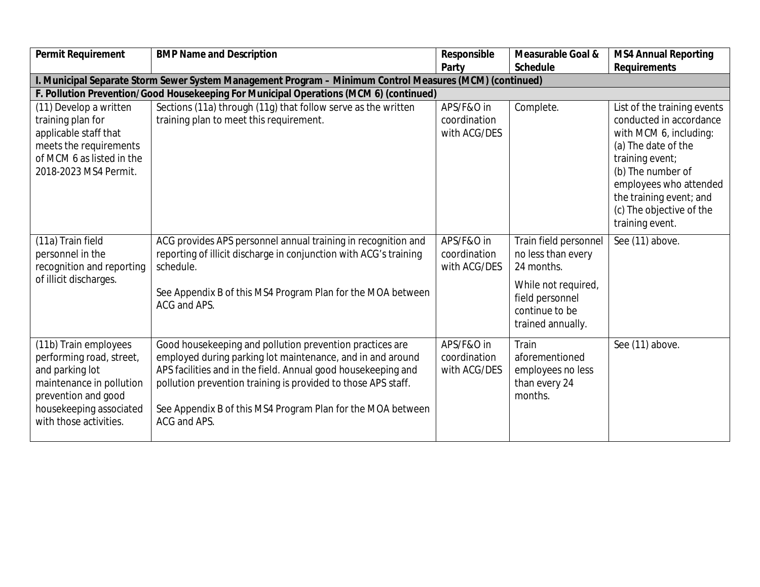| Permit Requirement | BMP Name and Description | Responsible Party | Measurable Goal & Schedule | MS4 Annual Reporting Requirements |
|---|---|---|---|---|
| **I. Municipal Separate Storm Sewer System Management Program – Minimum Control Measures (MCM) (continued)** | | | | |
| **F. Pollution Prevention/Good Housekeeping For Municipal Operations (MCM 6) (continued)** | | | | |
| (11) Develop a written training plan for applicable staff that meets the requirements of MCM 6 as listed in the 2018-2023 MS4 Permit. | Sections (11a) through (11g) that follow serve as the written training plan to meet this requirement. | APS/F&O in coordination with ACG/DES | Complete. | List of the training events conducted in accordance with MCM 6, including:<br>(a) The date of the training event;<br>(b) The number of employees who attended the training event; and<br>(c) The objective of the training event. |
| (11a) Train field personnel in the recognition and reporting of illicit discharges. | ACG provides APS personnel annual training in recognition and reporting of illicit discharge in conjunction with ACG's training schedule.<br><br>See Appendix B of this MS4 Program Plan for the MOA between ACG and APS. | APS/F&O in coordination with ACG/DES | Train field personnel no less than every 24 months.<br><br>While not required, field personnel continue to be trained annually. | See (11) above. |
| (11b) Train employees performing road, street, and parking lot maintenance in pollution prevention and good housekeeping associated with those activities. | Good housekeeping and pollution prevention practices are employed during parking lot maintenance, and in and around APS facilities and in the field. Annual good housekeeping and pollution prevention training is provided to those APS staff.<br><br>See Appendix B of this MS4 Program Plan for the MOA between ACG and APS. | APS/F&O in coordination with ACG/DES | Train aforementioned employees no less than every 24 months. | See (11) above. |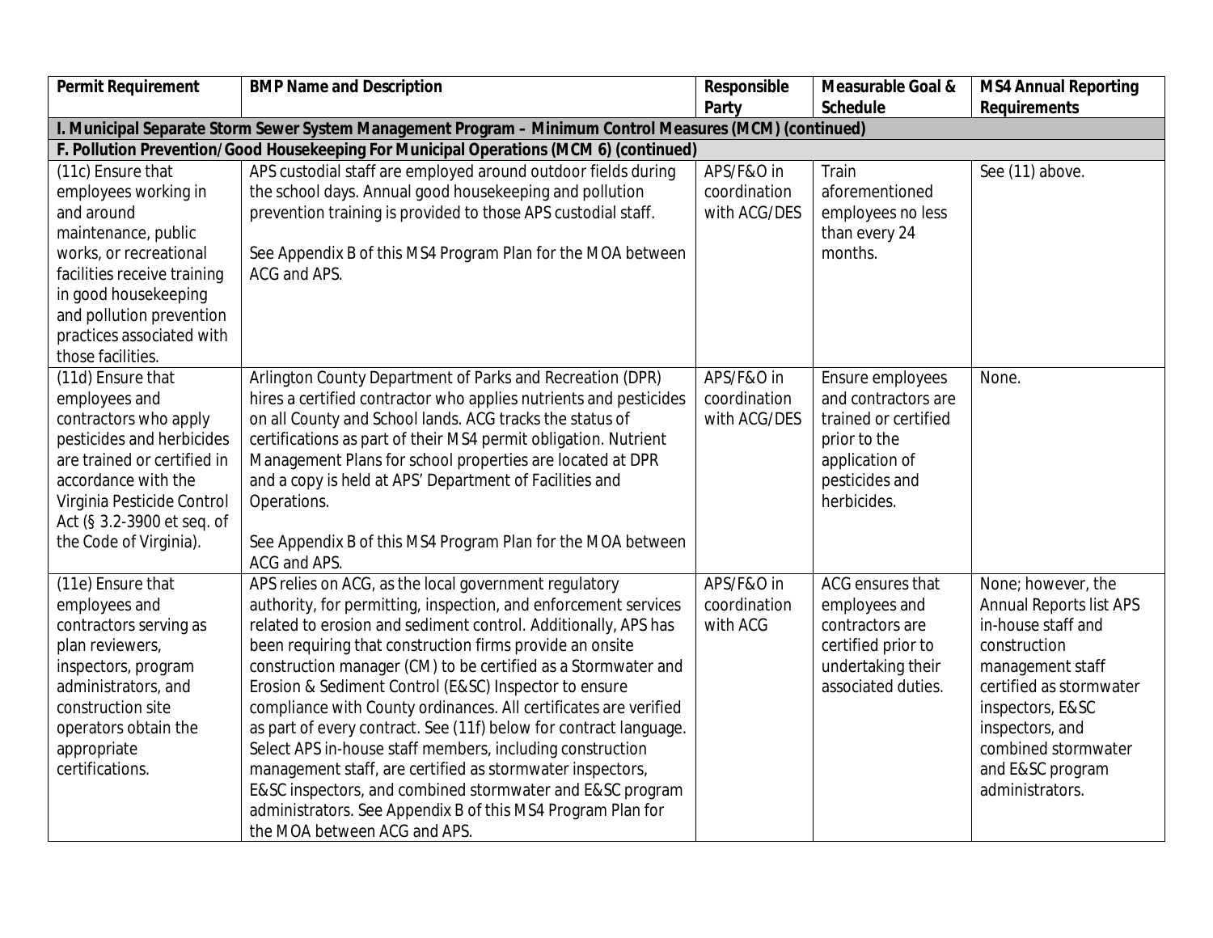| Permit Requirement | BMP Name and Description | Responsible Party | Measurable Goal & Schedule | MS4 Annual Reporting Requirements |
|---|---|---|---|---|
| **I. Municipal Separate Storm Sewer System Management Program – Minimum Control Measures (MCM) (continued)** | | | | |
| **F. Pollution Prevention/Good Housekeeping For Municipal Operations (MCM 6) (continued)** | | | | |
| (11c) Ensure that employees working in and around maintenance, public works, or recreational facilities receive training in good housekeeping and pollution prevention practices associated with those facilities. | APS custodial staff are employed around outdoor fields during the school days. Annual good housekeeping and pollution prevention training is provided to those APS custodial staff.<br><br>See Appendix B of this MS4 Program Plan for the MOA between ACG and APS. | APS/F&O in coordination with ACG/DES | Train aforementioned employees no less than every 24 months. | See (11) above. |
| (11d) Ensure that employees and contractors who apply pesticides and herbicides are trained or certified in accordance with the Virginia Pesticide Control Act (§ 3.2-3900 et seq. of the Code of Virginia). | Arlington County Department of Parks and Recreation (DPR) hires a certified contractor who applies nutrients and pesticides on all County and School lands. ACG tracks the status of certifications as part of their MS4 permit obligation. Nutrient Management Plans for school properties are located at DPR and a copy is held at APS' Department of Facilities and Operations.<br><br>See Appendix B of this MS4 Program Plan for the MOA between ACG and APS. | APS/F&O in coordination with ACG/DES | Ensure employees and contractors are trained or certified prior to the application of pesticides and herbicides. | None. |
| (11e) Ensure that employees and contractors serving as plan reviewers, inspectors, program administrators, and construction site operators obtain the appropriate certifications. | APS relies on ACG, as the local government regulatory authority, for permitting, inspection, and enforcement services related to erosion and sediment control. Additionally, APS has been requiring that construction firms provide an onsite construction manager (CM) to be certified as a Stormwater and Erosion & Sediment Control (E&SC) Inspector to ensure compliance with County ordinances. All certificates are verified as part of every contract. See (11f) below for contract language. Select APS in-house staff members, including construction management staff, are certified as stormwater inspectors, E&SC inspectors, and combined stormwater and E&SC program administrators. See Appendix B of this MS4 Program Plan for the MOA between ACG and APS. | APS/F&O in coordination with ACG | ACG ensures that employees and contractors are certified prior to undertaking their associated duties. | None; however, the Annual Reports list APS in-house staff and construction management staff certified as stormwater inspectors, E&SC inspectors, and combined stormwater and E&SC program administrators. |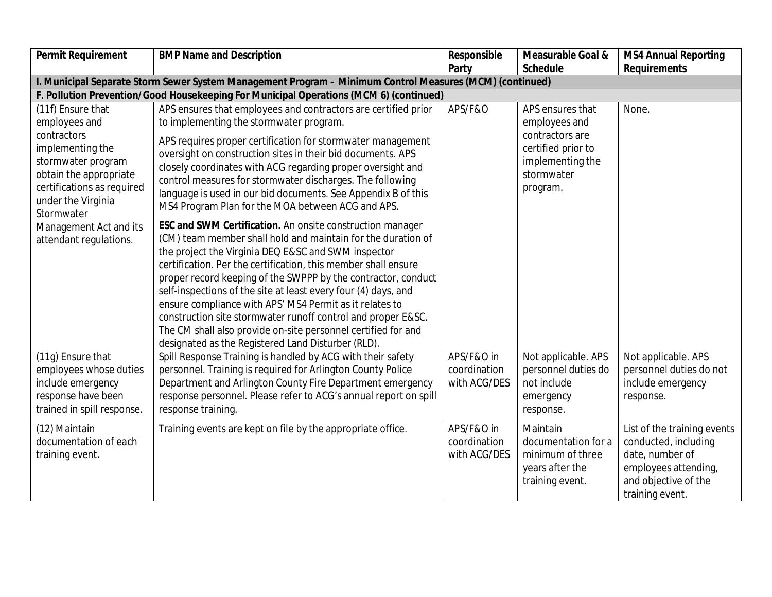| Permit Requirement | BMP Name and Description | Responsible Party | Measurable Goal & Schedule | MS4 Annual Reporting Requirements |
|---|---|---|---|---|
| **I. Municipal Separate Storm Sewer System Management Program – Minimum Control Measures (MCM) (continued)** | | | | |
| **F. Pollution Prevention/Good Housekeeping For Municipal Operations (MCM 6) (continued)** | | | | |
| (11f) Ensure that employees and contractors implementing the stormwater program obtain the appropriate certifications as required under the Virginia Stormwater Management Act and its attendant regulations. | APS ensures that employees and contractors are certified prior to implementing the stormwater program.<br><br>APS requires proper certification for stormwater management oversight on construction sites in their bid documents. APS closely coordinates with ACG regarding proper oversight and control measures for stormwater discharges. The following language is used in our bid documents. See Appendix B of this MS4 Program Plan for the MOA between ACG and APS.<br><br>**ESC and SWM Certification.** An onsite construction manager (CM) team member shall hold and maintain for the duration of the project the Virginia DEQ E&SC and SWM inspector certification. Per the certification, this member shall ensure proper record keeping of the SWPPP by the contractor, conduct self-inspections of the site at least every four (4) days, and ensure compliance with APS' MS4 Permit as it relates to construction site stormwater runoff control and proper E&SC. The CM shall also provide on-site personnel certified for and designated as the Registered Land Disturber (RLD). | APS/F&O | APS ensures that employees and contractors are certified prior to implementing the stormwater program. | None. |
| (11g) Ensure that employees whose duties include emergency response have been trained in spill response. | Spill Response Training is handled by ACG with their safety personnel. Training is required for Arlington County Police Department and Arlington County Fire Department emergency response personnel. Please refer to ACG's annual report on spill response training. | APS/F&O in coordination with ACG/DES | Not applicable. APS personnel duties do not include emergency response. | Not applicable. APS personnel duties do not include emergency response. |
| (12) Maintain documentation of each training event. | Training events are kept on file by the appropriate office. | APS/F&O in coordination with ACG/DES | Maintain documentation for a minimum of three years after the training event. | List of the training events conducted, including date, number of employees attending, and objective of the training event. |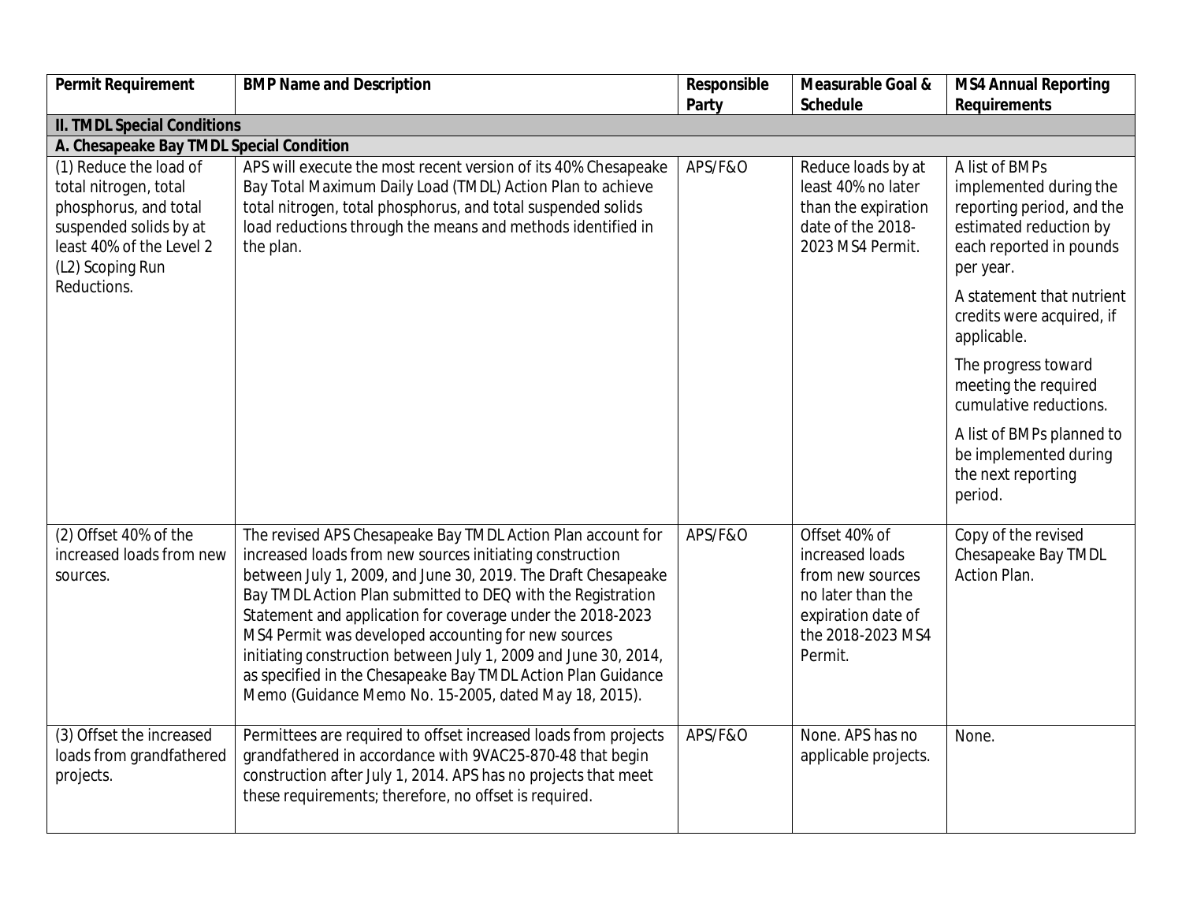| Permit Requirement | BMP Name and Description | Responsible Party | Measurable Goal & Schedule | MS4 Annual Reporting Requirements |
|---|---|---|---|---|
| **II. TMDL Special Conditions** | | | | |
| **A. Chesapeake Bay TMDL Special Condition** | | | | |
| (1) Reduce the load of total nitrogen, total phosphorus, and total suspended solids by at least 40% of the Level 2 (L2) Scoping Run Reductions. | APS will execute the most recent version of its 40% Chesapeake Bay Total Maximum Daily Load (TMDL) Action Plan to achieve total nitrogen, total phosphorus, and total suspended solids load reductions through the means and methods identified in the plan. | APS/F&O | Reduce loads by at least 40% no later than the expiration date of the 2018-2023 MS4 Permit. | A list of BMPs implemented during the reporting period, and the estimated reduction by each reported in pounds per year.<br><br>A statement that nutrient credits were acquired, if applicable.<br><br>The progress toward meeting the required cumulative reductions.<br><br>A list of BMPs planned to be implemented during the next reporting period. |
| (2) Offset 40% of the increased loads from new sources. | The revised APS Chesapeake Bay TMDL Action Plan account for increased loads from new sources initiating construction between July 1, 2009, and June 30, 2019. The Draft Chesapeake Bay TMDL Action Plan submitted to DEQ with the Registration Statement and application for coverage under the 2018-2023 MS4 Permit was developed accounting for new sources initiating construction between July 1, 2009 and June 30, 2014, as specified in the Chesapeake Bay TMDL Action Plan Guidance Memo (Guidance Memo No. 15-2005, dated May 18, 2015). | APS/F&O | Offset 40% of increased loads from new sources no later than the expiration date of the 2018-2023 MS4 Permit. | Copy of the revised Chesapeake Bay TMDL Action Plan. |
| (3) Offset the increased loads from grandfathered projects. | Permittees are required to offset increased loads from projects grandfathered in accordance with 9VAC25-870-48 that begin construction after July 1, 2014. APS has no projects that meet these requirements; therefore, no offset is required. | APS/F&O | None. APS has no applicable projects. | None. |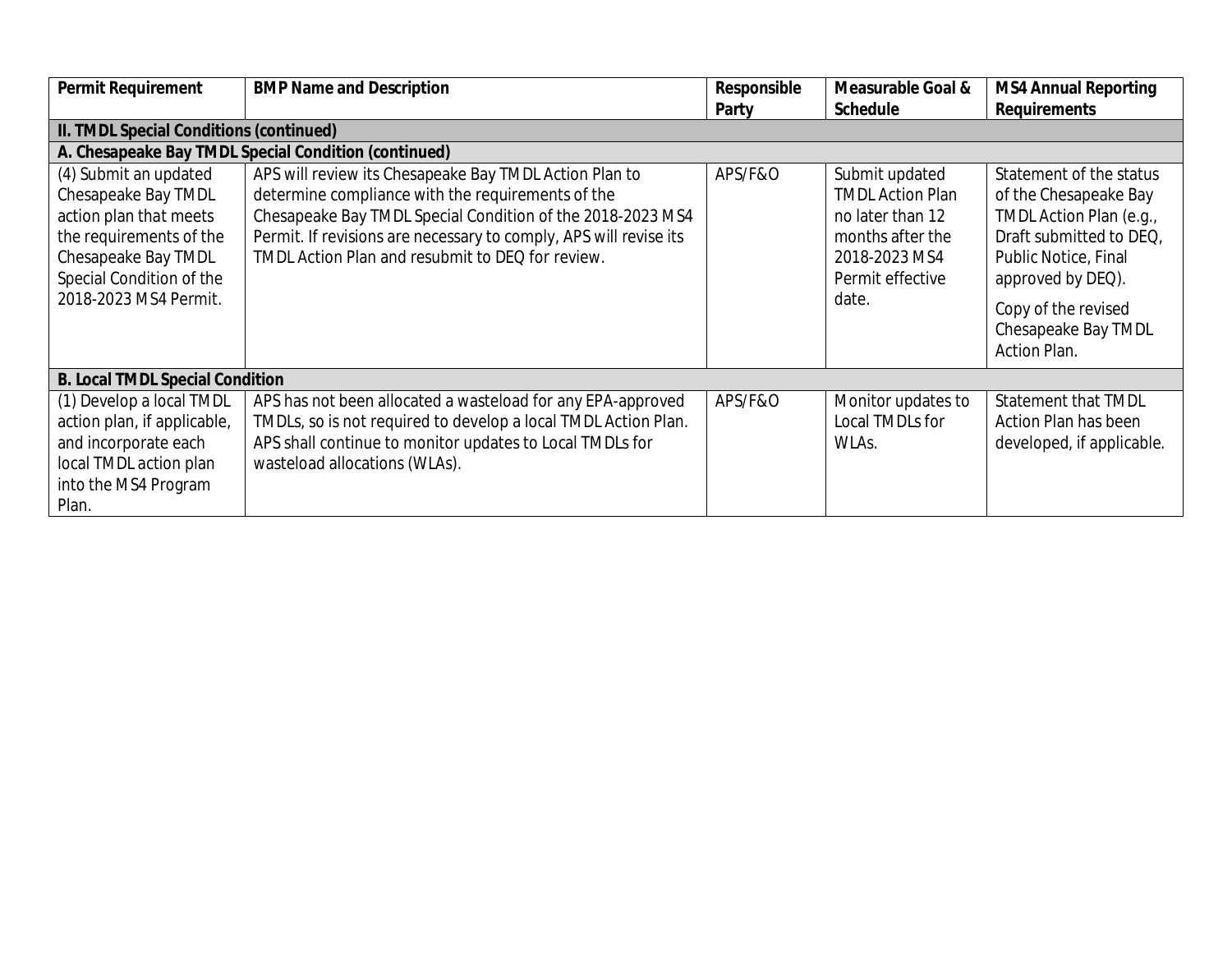| Permit Requirement | BMP Name and Description | Responsible Party | Measurable Goal & Schedule | MS4 Annual Reporting Requirements |
|---|---|---|---|---|
| **II. TMDL Special Conditions (continued)** | | | | |
| **A. Chesapeake Bay TMDL Special Condition (continued)** | | | | |
| (4) Submit an updated Chesapeake Bay TMDL action plan that meets the requirements of the Chesapeake Bay TMDL Special Condition of the 2018-2023 MS4 Permit. | APS will review its Chesapeake Bay TMDL Action Plan to determine compliance with the requirements of the Chesapeake Bay TMDL Special Condition of the 2018-2023 MS4 Permit. If revisions are necessary to comply, APS will revise its TMDL Action Plan and resubmit to DEQ for review. | APS/F&O | Submit updated TMDL Action Plan no later than 12 months after the 2018-2023 MS4 Permit effective date. | Statement of the status of the Chesapeake Bay TMDL Action Plan (e.g., Draft submitted to DEQ, Public Notice, Final approved by DEQ).<br>Copy of the revised Chesapeake Bay TMDL Action Plan. |
| **B. Local TMDL Special Condition** | | | | |
| (1) Develop a local TMDL action plan, if applicable, and incorporate each local TMDL action plan into the MS4 Program Plan. | APS has not been allocated a wasteload for any EPA-approved TMDLs, so is not required to develop a local TMDL Action Plan. APS shall continue to monitor updates to Local TMDLs for wasteload allocations (WLAs). | APS/F&O | Monitor updates to Local TMDLs for WLAs. | Statement that TMDL Action Plan has been developed, if applicable. |